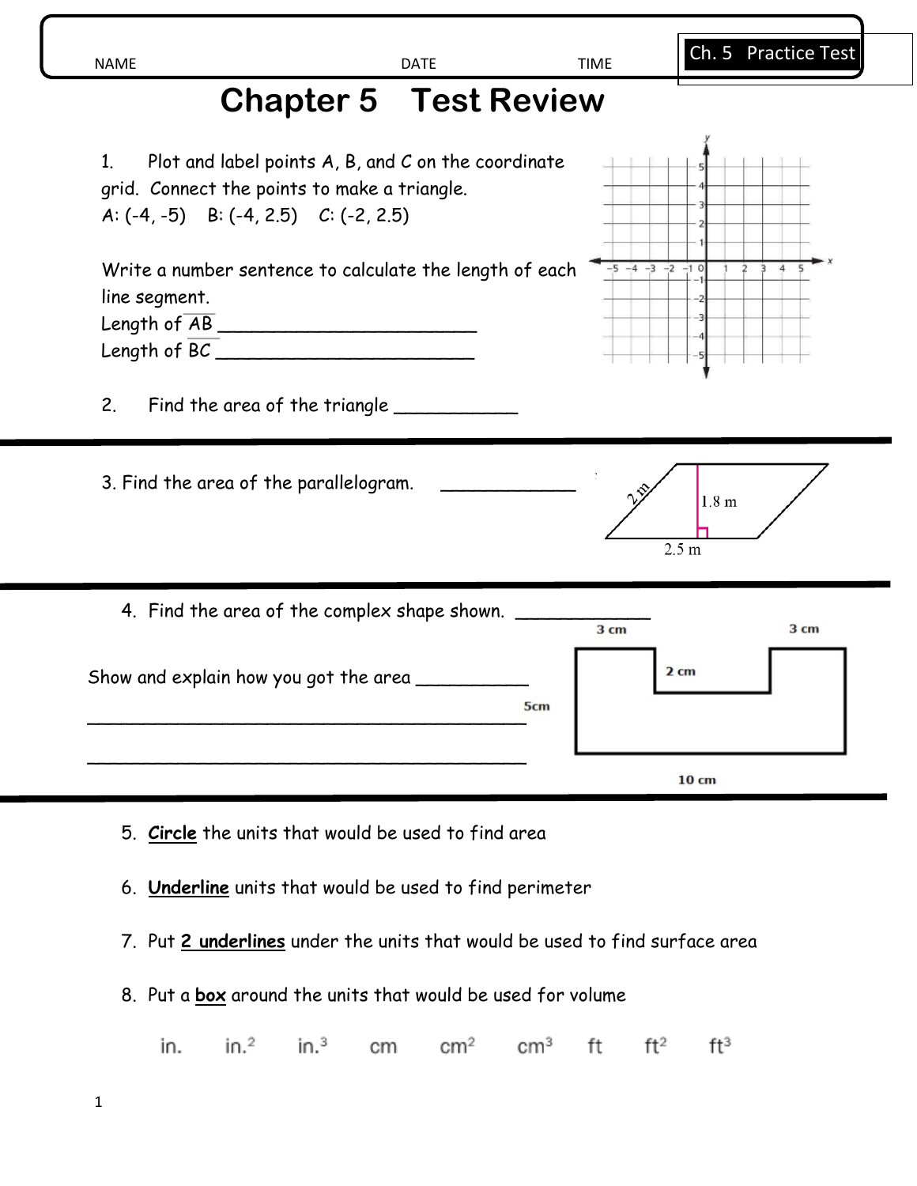NAME DATE TIME

Ch. 5 Practice Test

# Chapter 5 Test Review

1. Plot and label points A, B, and C on the coordinate grid. Connect the points to make a triangle.
A: (-4, -5) B: (-4, 2.5) C: (-2, 2.5)

Write a number sentence to calculate the length of each line segment.
Length of $\overline{AB}$ ________________________
Length of $\overline{BC}$ ________________________

2. Find the area of the triangle ___________

---

3. Find the area of the parallelogram. _____________

2 m
1.8 m
2.5 m

---

4. Find the area of the complex shape shown. ____________

Show and explain how you got the area __________
__________________________________________
__________________________________________

3 cm 3 cm
2 cm
5cm
10 cm

---

5. **Circle** the units that would be used to find area

6. **Underline** units that would be used to find perimeter

7. Put **2 underlines** under the units that would be used to find surface area

8. Put a **box** around the units that would be used for volume

in. in.$^2$ in.$^3$ cm cm$^2$ cm$^3$ ft ft$^2$ ft$^3$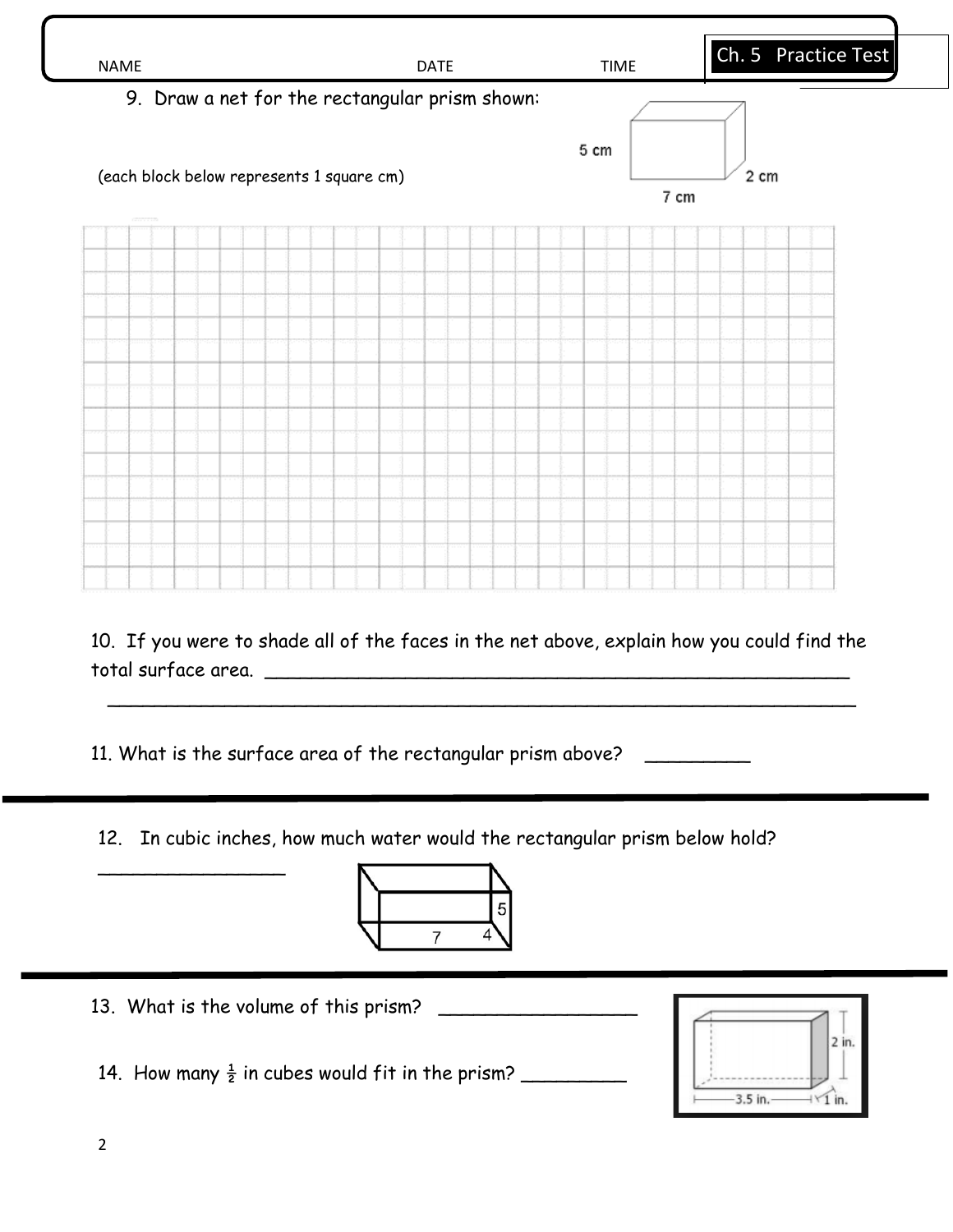NAME DATE TIME

**Ch. 5 Practice Test**

9. Draw a net for the rectangular prism shown:

5 cm

2 cm

7 cm

(each block below represents 1 square cm)

10. If you were to shade all of the faces in the net above, explain how you could find the total surface area. ______________________________________________________

______________________________________________________________________

11. What is the surface area of the rectangular prism above? _________

---

12. In cubic inches, how much water would the rectangular prism below hold?

_________________

5

7 4

---

13. What is the volume of this prism? _________________

14. How many $\frac{1}{2}$ in cubes would fit in the prism? _________

2 in.

3.5 in.

1 in.